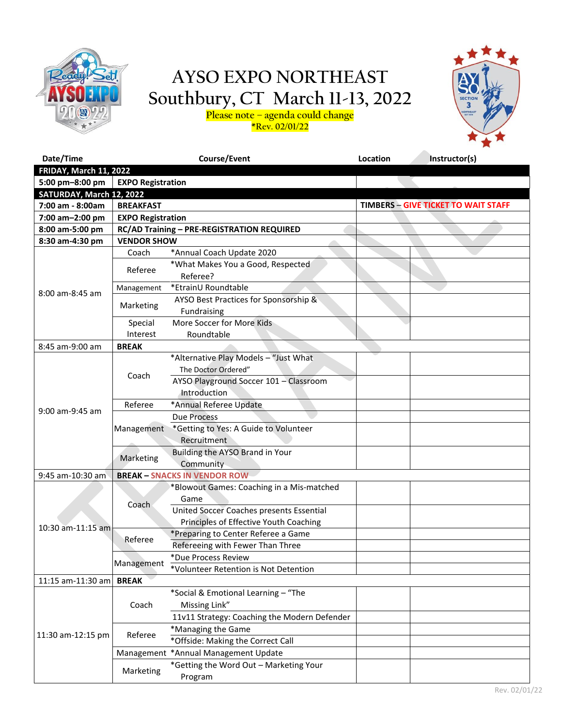# AYSO EXPO NORTHEAST

## Southbury, CT March 11-13, 2022

Please note – agenda could change

*Rev. 02/01/22

TENTATIVE

| Date/Time | | Course/Event | Location | Instructor(s) |
|---|---|---|---|---|
| **FRIDAY, March 11, 2022** | | | | |
| **5:00 pm–8:00 pm** | **EXPO Registration** | | | |
| **SATURDAY, March 12, 2022** | | | | |
| **7:00 am - 8:00am** | **BREAKFAST** | | **TIMBERS – GIVE TICKET TO WAIT STAFF** | |
| **7:00 am–2:00 pm** | **EXPO Registration** | | | |
| **8:00 am-5:00 pm** | **RC/AD Training – PRE-REGISTRATION REQUIRED** | | | |
| **8:30 am-4:30 pm** | **VENDOR SHOW** | | | |
| 8:00 am-8:45 am | Coach | *Annual Coach Update 2020 | | |
| | Referee | *What Makes You a Good, Respected Referee? | | |
| | Management | *EtrainU Roundtable | | |
| | Marketing | AYSO Best Practices for Sponsorship & Fundraising | | |
| | Special Interest | More Soccer for More Kids Roundtable | | |
| 8:45 am-9:00 am | **BREAK** | | | |
| 9:00 am-9:45 am | Coach | *Alternative Play Models – "Just What The Doctor Ordered" | | |
| | | AYSO Playground Soccer 101 – Classroom Introduction | | |
| | Referee | *Annual Referee Update | | |
| | Management | Due Process | | |
| | | *Getting to Yes: A Guide to Volunteer Recruitment | | |
| | Marketing | Building the AYSO Brand in Your Community | | |
| 9:45 am-10:30 am | **BREAK – SNACKS IN VENDOR ROW** | | | |
| 10:30 am-11:15 am | Coach | *Blowout Games: Coaching in a Mis-matched Game | | |
| | | United Soccer Coaches presents Essential Principles of Effective Youth Coaching | | |
| | Referee | *Preparing to Center Referee a Game | | |
| | | Refereeing with Fewer Than Three | | |
| | Management | *Due Process Review | | |
| | | *Volunteer Retention is Not Detention | | |
| 11:15 am-11:30 am | **BREAK** | | | |
| 11:30 am-12:15 pm | Coach | *Social & Emotional Learning – "The Missing Link" | | |
| | | 11v11 Strategy: Coaching the Modern Defender | | |
| | Referee | *Managing the Game | | |
| | | *Offside: Making the Correct Call | | |
| | Management | *Annual Management Update | | |
| | Marketing | *Getting the Word Out – Marketing Your Program | | |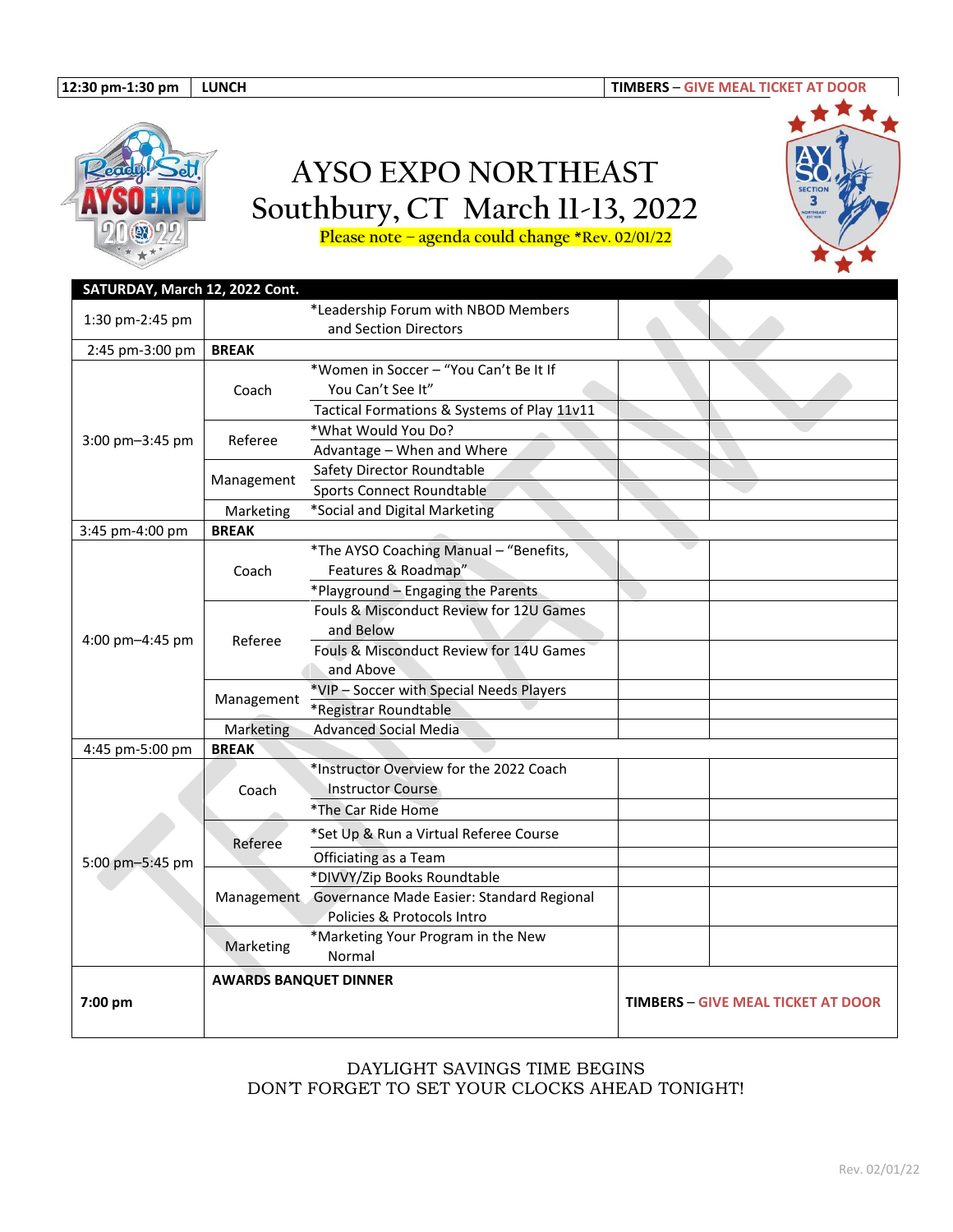| 12:30 pm-1:30 pm | LUNCH | TIMBERS – GIVE MEAL TICKET AT DOOR |
|---|---|---|

# AYSO EXPO NORTHEAST
## Southbury, CT March 11-13, 2022

Please note – agenda could change *Rev. 02/01/22

| SATURDAY, March 12, 2022 Cont. | | | | |
|---|---|---|---|---|
| 1:30 pm-2:45 pm | | *Leadership Forum with NBOD Members and Section Directors | | |
| 2:45 pm-3:00 pm | BREAK | | | |
| 3:00 pm–3:45 pm | Coach | *Women in Soccer – "You Can't Be It If You Can't See It" | | |
| | | Tactical Formations & Systems of Play 11v11 | | |
| | Referee | *What Would You Do? | | |
| | | Advantage – When and Where | | |
| | Management | Safety Director Roundtable | | |
| | | Sports Connect Roundtable | | |
| | Marketing | *Social and Digital Marketing | | |
| 3:45 pm-4:00 pm | BREAK | | | |
| 4:00 pm–4:45 pm | Coach | *The AYSO Coaching Manual – "Benefits, Features & Roadmap" | | |
| | | *Playground – Engaging the Parents | | |
| | Referee | Fouls & Misconduct Review for 12U Games and Below | | |
| | | Fouls & Misconduct Review for 14U Games and Above | | |
| | Management | *VIP – Soccer with Special Needs Players | | |
| | | *Registrar Roundtable | | |
| | Marketing | Advanced Social Media | | |
| 4:45 pm-5:00 pm | BREAK | | | |
| 5:00 pm–5:45 pm | Coach | *Instructor Overview for the 2022 Coach Instructor Course | | |
| | | *The Car Ride Home | | |
| | Referee | *Set Up & Run a Virtual Referee Course | | |
| | | Officiating as a Team | | |
| | Management | *DIVVY/Zip Books Roundtable | | |
| | | Governance Made Easier: Standard Regional Policies & Protocols Intro | | |
| | Marketing | *Marketing Your Program in the New Normal | | |
| 7:00 pm | AWARDS BANQUET DINNER | | TIMBERS – GIVE MEAL TICKET AT DOOR | |

DAYLIGHT SAVINGS TIME BEGINS
DON'T FORGET TO SET YOUR CLOCKS AHEAD TONIGHT!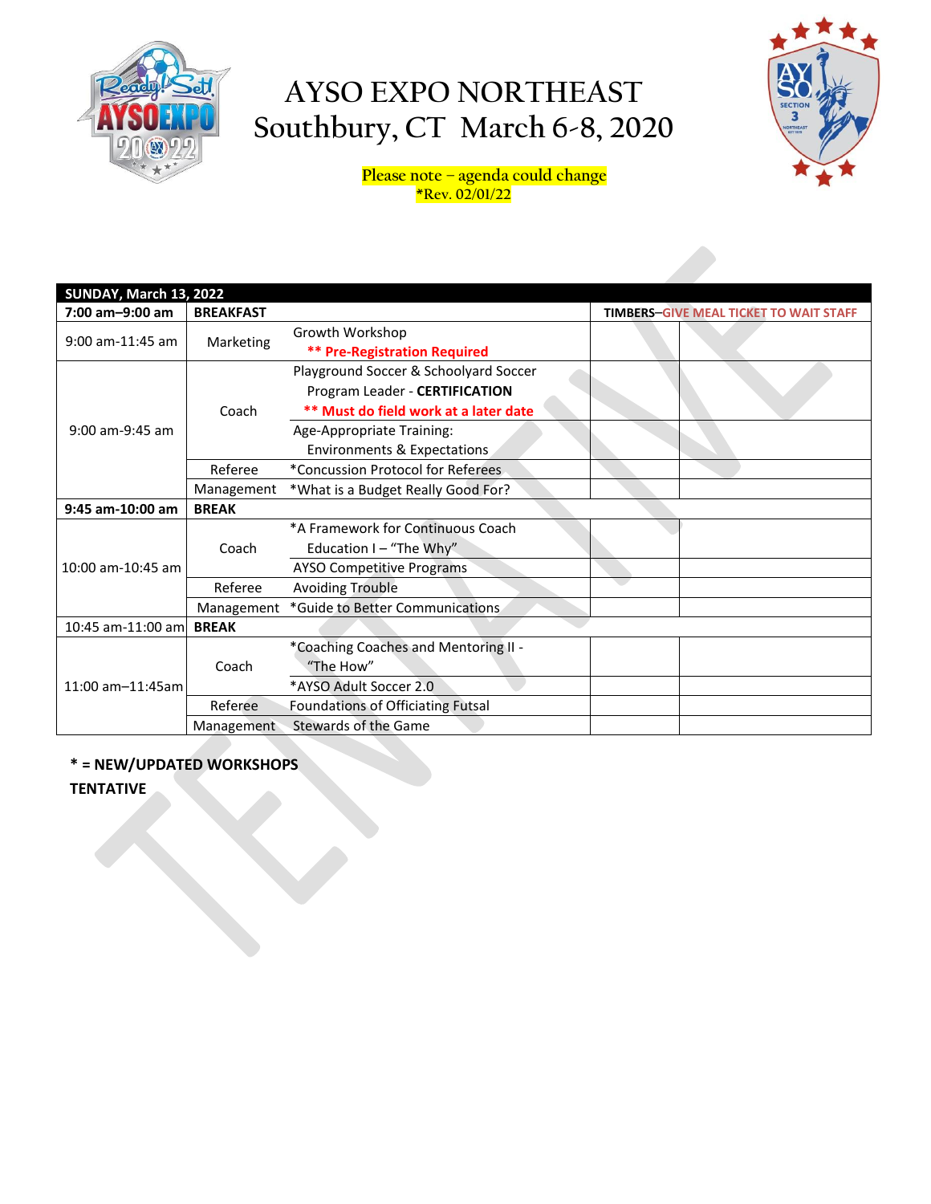# AYSO EXPO NORTHEAST
# Southbury, CT March 6-8, 2020

**Please note – agenda could change**
**\*Rev. 02/01/22**

| SUNDAY, March 13, 2022 | | | | |
|---|---|---|---|---|
| **7:00 am–9:00 am** | **BREAKFAST** | | **TIMBERS–GIVE MEAL TICKET TO WAIT STAFF** | |
| 9:00 am-11:45 am | Marketing | Growth Workshop **\*\* Pre-Registration Required** | | |
| 9:00 am-9:45 am | Coach | Playground Soccer & Schoolyard Soccer Program Leader - **CERTIFICATION** **\*\* Must do field work at a later date** | | |
| | Coach | Age-Appropriate Training: Environments & Expectations | | |
| | Referee | *Concussion Protocol for Referees | | |
| | Management | *What is a Budget Really Good For? | | |
| **9:45 am-10:00 am** | **BREAK** | | | |
| 10:00 am-10:45 am | Coach | *A Framework for Continuous Coach Education I – "The Why" | | |
| | Coach | AYSO Competitive Programs | | |
| | Referee | Avoiding Trouble | | |
| | Management | *Guide to Better Communications | | |
| 10:45 am-11:00 am | **BREAK** | | | |
| 11:00 am–11:45am | Coach | *Coaching Coaches and Mentoring II - "The How" | | |
| | Coach | *AYSO Adult Soccer 2.0 | | |
| | Referee | Foundations of Officiating Futsal | | |
| | Management | Stewards of the Game | | |

**\* = NEW/UPDATED WORKSHOPS**

**TENTATIVE**